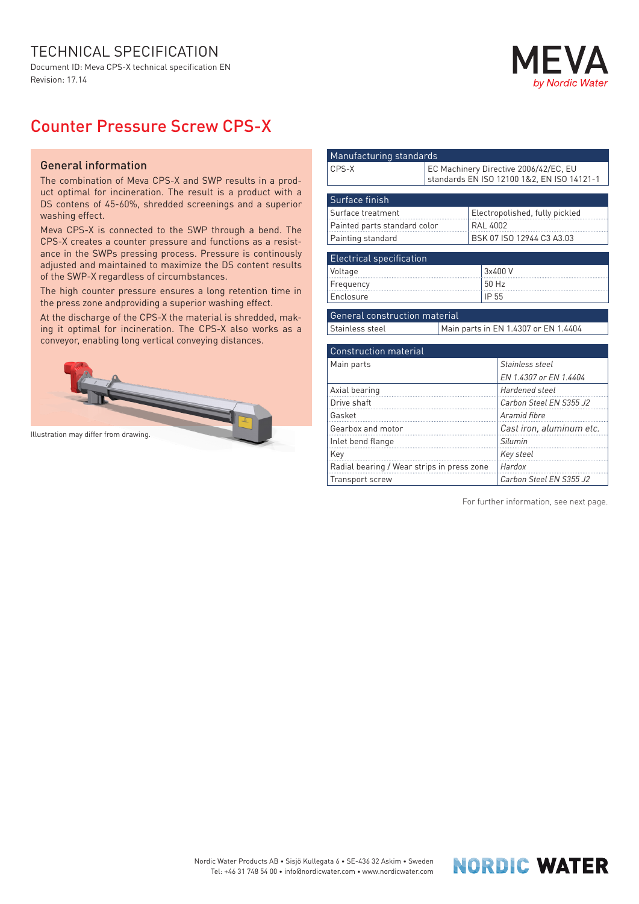# TECHNICAL SPECIFICATION

Document ID: Meva CPS-X technical specification EN
Revision: 17.14

MEVA *by Nordic Water*

## Counter Pressure Screw CPS-X

### General information

The combination of Meva CPS-X and SWP results in a product optimal for incineration. The result is a product with a DS contens of 45-60%, shredded screenings and a superior washing effect.

Meva CPS-X is connected to the SWP through a bend. The CPS-X creates a counter pressure and functions as a resistance in the SWPs pressing process. Pressure is continously adjusted and maintained to maximize the DS content results of the SWP-X regardless of circumbstances.

The high counter pressure ensures a long retention time in the press zone andproviding a superior washing effect.

At the discharge of the CPS-X the material is shredded, making it optimal for incineration. The CPS-X also works as a conveyor, enabling long vertical conveying distances.

Illustration may differ from drawing.

| Manufacturing standards | |
|---|---|
| CPS-X | EC Machinery Directive 2006/42/EC, EU standards EN ISO 12100 1&2, EN ISO 14121-1 |

| Surface finish | |
|---|---|
| Surface treatment | Electropolished, fully pickled |
| Painted parts standard color | RAL 4002 |
| Painting standard | BSK 07 ISO 12944 C3 A3.03 |

| Electrical specification | |
|---|---|
| Voltage | 3x400 V |
| Frequency | 50 Hz |
| Enclosure | IP 55 |

| General construction material | |
|---|---|
| Stainless steel | Main parts in EN 1.4307 or EN 1.4404 |

| Construction material | |
|---|---|
| Main parts | *Stainless steel* *EN 1.4307 or EN 1.4404* |
| Axial bearing | *Hardened steel* |
| Drive shaft | *Carbon Steel EN S355 J2* |
| Gasket | *Aramid fibre* |
| Gearbox and motor | *Cast iron, aluminum etc.* |
| Inlet bend flange | *Silumin* |
| Key | *Key steel* |
| Radial bearing / Wear strips in press zone | *Hardox* |
| Transport screw | *Carbon Steel EN S355 J2* |

For further information, see next page.

Nordic Water Products AB • Sisjö Kullegata 6 • SE-436 32 Askim • Sweden
Tel: +46 31 748 54 00 • info@nordicwater.com • www.nordicwater.com

NORDIC WATER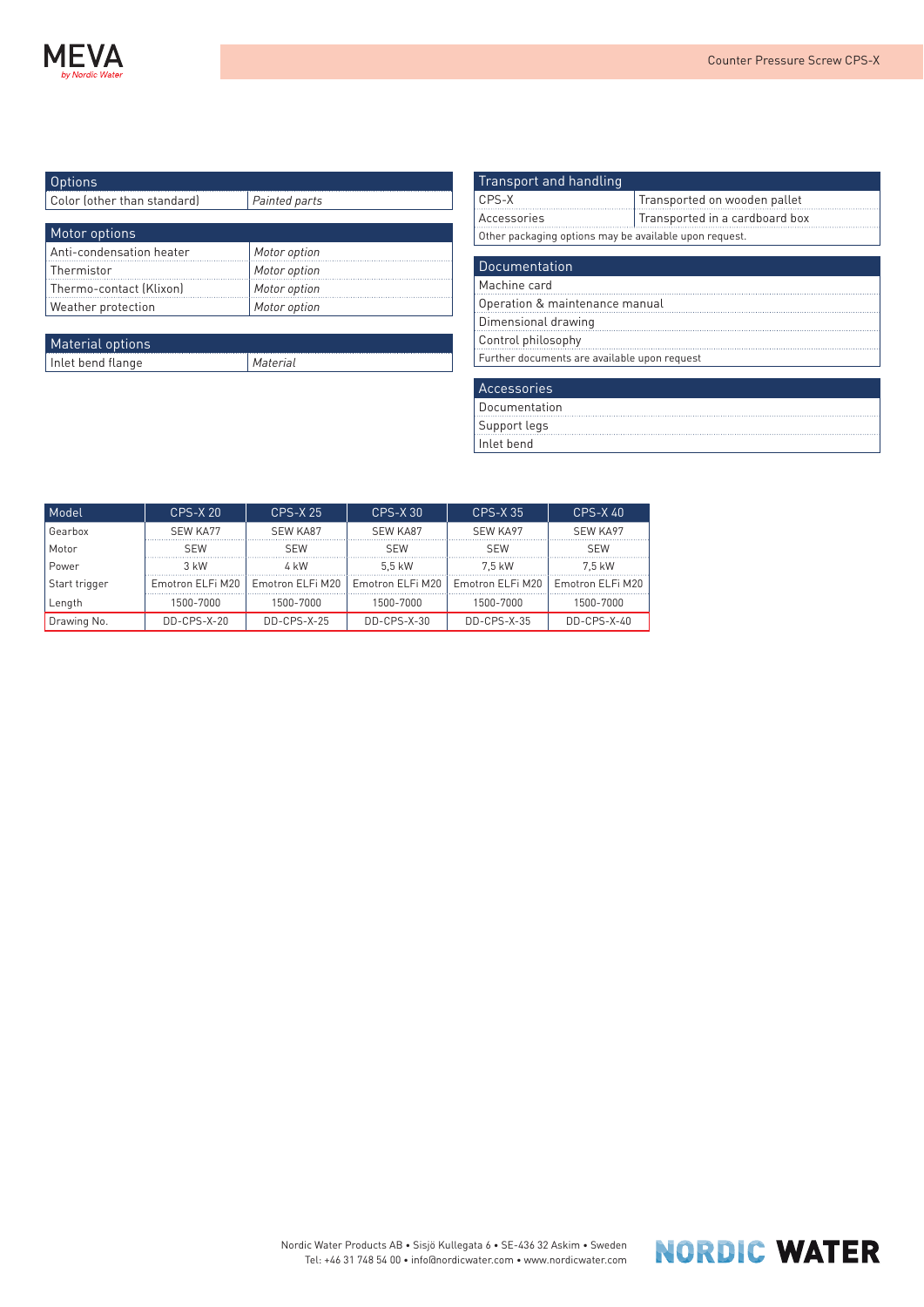| Options | |
|---|---|
| Color (other than standard) | *Painted parts* |

| Motor options | |
|---|---|
| Anti-condensation heater | *Motor option* |
| Thermistor | *Motor option* |
| Thermo-contact (Klixon) | *Motor option* |
| Weather protection | *Motor option* |

| Material options | |
|---|---|
| Inlet bend flange | *Material* |

| Transport and handling | |
|---|---|
| CPS-X | Transported on wooden pallet |
| Accessories | Transported in a cardboard box |
| Other packaging options may be available upon request. | |

| Documentation |
|---|
| Machine card |
| Operation & maintenance manual |
| Dimensional drawing |
| Control philosophy |
| Further documents are available upon request |

| Accessories |
|---|
| Documentation |
| Support legs |
| Inlet bend |

| Model | CPS-X 20 | CPS-X 25 | CPS-X 30 | CPS-X 35 | CPS-X 40 |
|---|---|---|---|---|---|
| Gearbox | SEW KA77 | SEW KA87 | SEW KA87 | SEW KA97 | SEW KA97 |
| Motor | SEW | SEW | SEW | SEW | SEW |
| Power | 3 kW | 4 kW | 5,5 kW | 7,5 kW | 7,5 kW |
| Start trigger | Emotron ELFi M20 | Emotron ELFi M20 | Emotron ELFi M20 | Emotron ELFi M20 | Emotron ELFi M20 |
| Length | 1500-7000 | 1500-7000 | 1500-7000 | 1500-7000 | 1500-7000 |
| Drawing No. | DD-CPS-X-20 | DD-CPS-X-25 | DD-CPS-X-30 | DD-CPS-X-35 | DD-CPS-X-40 |

Nordic Water Products AB • Sisjö Kullegata 6 • SE-436 32 Askim • Sweden
Tel: +46 31 748 54 00 • info@nordicwater.com • www.nordicwater.com